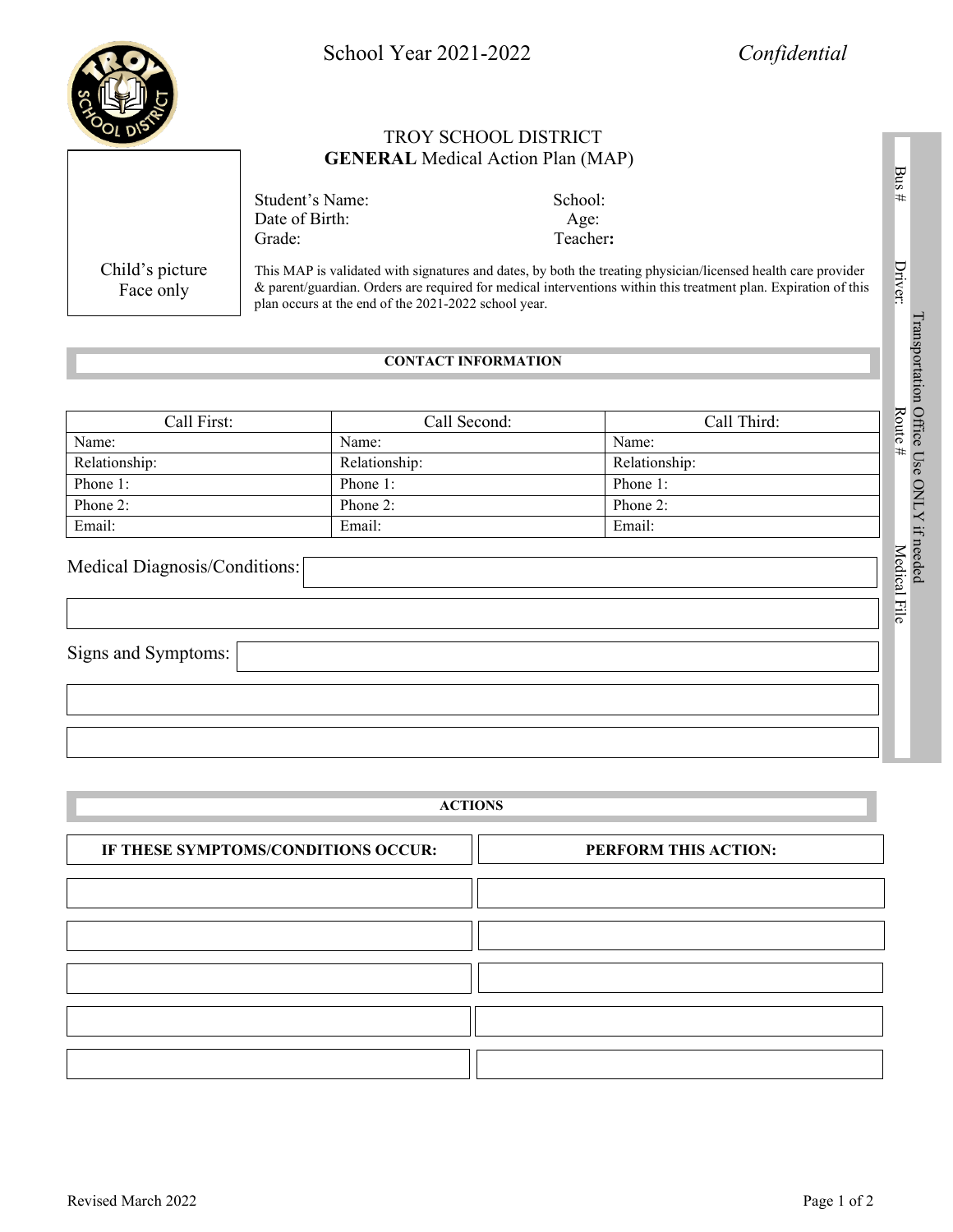School Year 2021-2022 *Confidential*

# TROY SCHOOL DISTRICT
## **GENERAL** Medical Action Plan (MAP)

Child's picture
Face only

Student's Name: School:
Date of Birth: Age:
Grade: Teacher:

This MAP is validated with signatures and dates, by both the treating physician/licensed health care provider & parent/guardian. Orders are required for medical interventions within this treatment plan. Expiration of this plan occurs at the end of the 2021-2022 school year.

Transportation Office Use ONLY if needed
Bus #
Driver:
Route #
Medical File

### CONTACT INFORMATION

| Call First: | Call Second: | Call Third: |
|---|---|---|
| Name: | Name: | Name: |
| Relationship: | Relationship: | Relationship: |
| Phone 1: | Phone 1: | Phone 1: |
| Phone 2: | Phone 2: | Phone 2: |
| Email: | Email: | Email: |

Medical Diagnosis/Conditions:

Signs and Symptoms:

### ACTIONS

| IF THESE SYMPTOMS/CONDITIONS OCCUR: | PERFORM THIS ACTION: |
|---|---|
| | |
| | |
| | |
| | |
| | |

Revised March 2022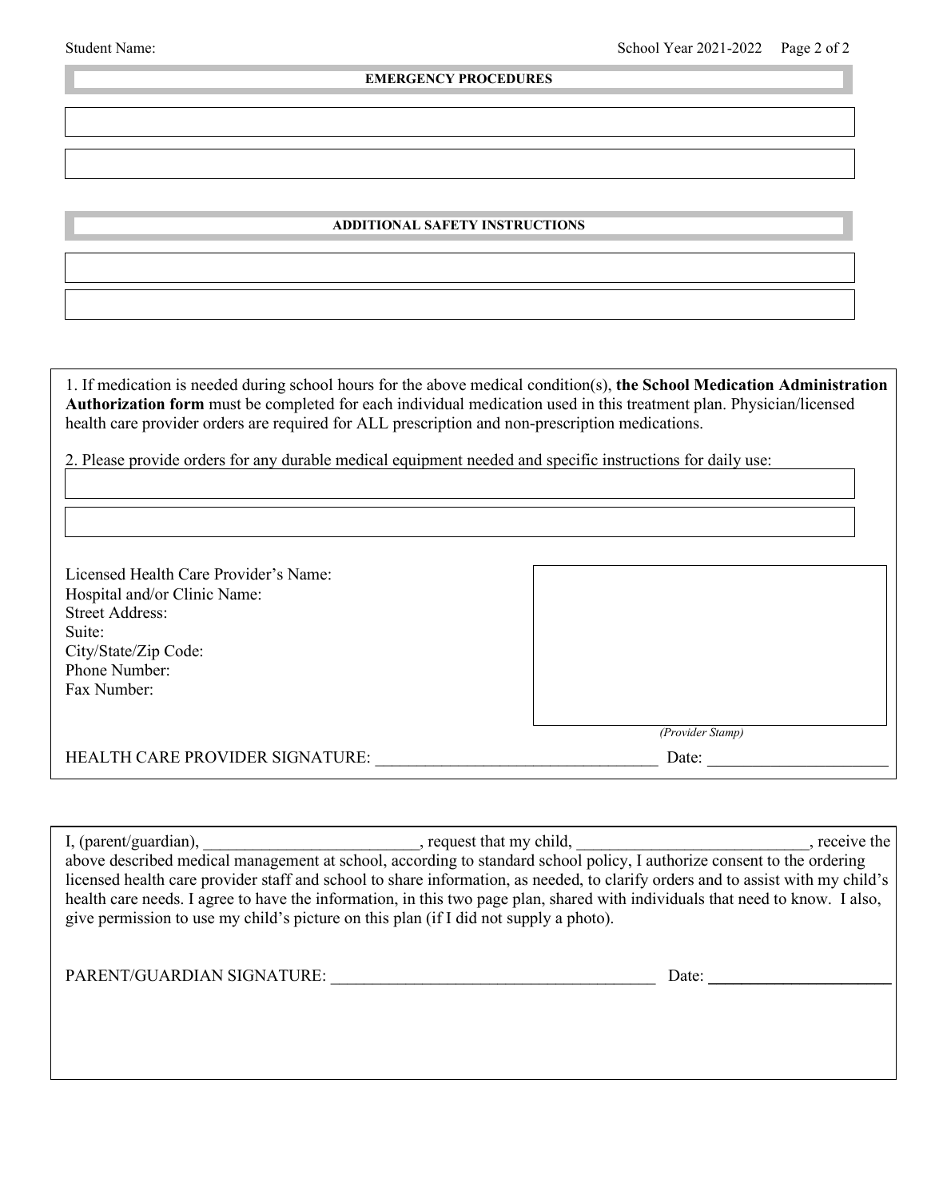Student Name:

## EMERGENCY PROCEDURES

## ADDITIONAL SAFETY INSTRUCTIONS

1. If medication is needed during school hours for the above medical condition(s), **the School Medication Administration Authorization form** must be completed for each individual medication used in this treatment plan. Physician/licensed health care provider orders are required for ALL prescription and non-prescription medications.

2. Please provide orders for any durable medical equipment needed and specific instructions for daily use:

Licensed Health Care Provider's Name:
Hospital and/or Clinic Name:
Street Address:
Suite:
City/State/Zip Code:
Phone Number:
Fax Number:

*(Provider Stamp)*

HEALTH CARE PROVIDER SIGNATURE: ___________________________________ Date: _____________________

I, (parent/guardian), __________________________, request that my child, ____________________________, receive the above described medical management at school, according to standard school policy, I authorize consent to the ordering licensed health care provider staff and school to share information, as needed, to clarify orders and to assist with my child's health care needs. I agree to have the information, in this two page plan, shared with individuals that need to know. I also, give permission to use my child's picture on this plan (if I did not supply a photo).

PARENT/GUARDIAN SIGNATURE: ________________________________________ Date: ______________________